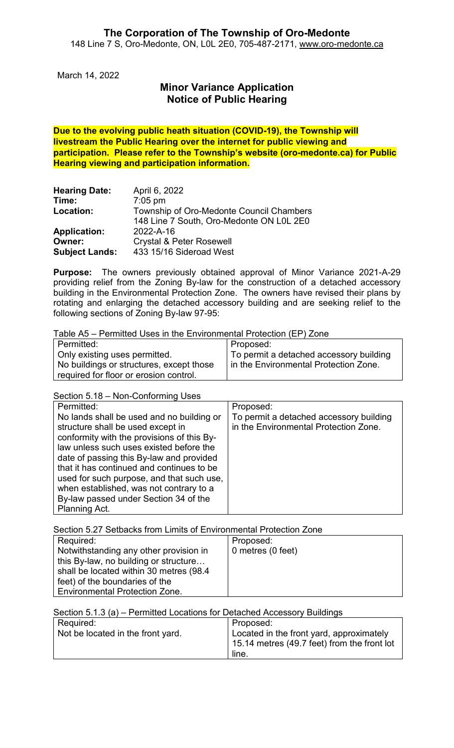# The Corporation of The Township of Oro-Medonte

148 Line 7 S, Oro-Medonte, ON, L0L 2E0, 705-487-2171, www.oro-medonte.ca

March 14, 2022

## Minor Variance Application
## Notice of Public Hearing

**Due to the evolving public heath situation (COVID-19), the Township will livestream the Public Hearing over the internet for public viewing and participation. Please refer to the Township's website (oro-medonte.ca) for Public Hearing viewing and participation information.**

| | |
|---|---|
| **Hearing Date:** | April 6, 2022 |
| **Time:** | 7:05 pm |
| **Location:** | Township of Oro-Medonte Council Chambers<br>148 Line 7 South, Oro-Medonte ON L0L 2E0 |
| **Application:** | 2022-A-16 |
| **Owner:** | Crystal & Peter Rosewell |
| **Subject Lands:** | 433 15/16 Sideroad West |

**Purpose:** The owners previously obtained approval of Minor Variance 2021-A-29 providing relief from the Zoning By-law for the construction of a detached accessory building in the Environmental Protection Zone. The owners have revised their plans by rotating and enlarging the detached accessory building and are seeking relief to the following sections of Zoning By-law 97-95:

Table A5 – Permitted Uses in the Environmental Protection (EP) Zone

| Permitted: | Proposed: |
|---|---|
| Only existing uses permitted.<br>No buildings or structures, except those required for floor or erosion control. | To permit a detached accessory building in the Environmental Protection Zone. |

Section 5.18 – Non-Conforming Uses

| Permitted: | Proposed: |
|---|---|
| No lands shall be used and no building or structure shall be used except in conformity with the provisions of this By-law unless such uses existed before the date of passing this By-law and provided that it has continued and continues to be used for such purpose, and that such use, when established, was not contrary to a By-law passed under Section 34 of the Planning Act. | To permit a detached accessory building in the Environmental Protection Zone. |

Section 5.27 Setbacks from Limits of Environmental Protection Zone

| Required: | Proposed: |
|---|---|
| Notwithstanding any other provision in this By-law, no building or structure… shall be located within 30 metres (98.4 feet) of the boundaries of the Environmental Protection Zone. | 0 metres (0 feet) |

Section 5.1.3 (a) – Permitted Locations for Detached Accessory Buildings

| Required: | Proposed: |
|---|---|
| Not be located in the front yard. | Located in the front yard, approximately 15.14 metres (49.7 feet) from the front lot line. |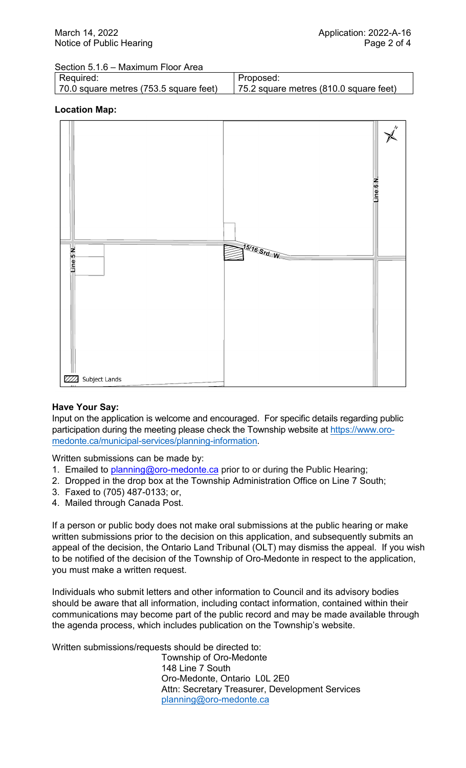Section 5.1.6 – Maximum Floor Area

| Required: | Proposed: |
| --- | --- |
| 70.0 square metres (753.5 square feet) | 75.2 square metres (810.0 square feet) |

**Location Map:**

**Have Your Say:**

Input on the application is welcome and encouraged. For specific details regarding public participation during the meeting please check the Township website at https://www.oro-medonte.ca/municipal-services/planning-information.

Written submissions can be made by:

1. Emailed to planning@oro-medonte.ca prior to or during the Public Hearing;
2. Dropped in the drop box at the Township Administration Office on Line 7 South;
3. Faxed to (705) 487-0133; or,
4. Mailed through Canada Post.

If a person or public body does not make oral submissions at the public hearing or make written submissions prior to the decision on this application, and subsequently submits an appeal of the decision, the Ontario Land Tribunal (OLT) may dismiss the appeal. If you wish to be notified of the decision of the Township of Oro-Medonte in respect to the application, you must make a written request.

Individuals who submit letters and other information to Council and its advisory bodies should be aware that all information, including contact information, contained within their communications may become part of the public record and may be made available through the agenda process, which includes publication on the Township's website.

Written submissions/requests should be directed to:

Township of Oro-Medonte
148 Line 7 South
Oro-Medonte, Ontario L0L 2E0
Attn: Secretary Treasurer, Development Services
planning@oro-medonte.ca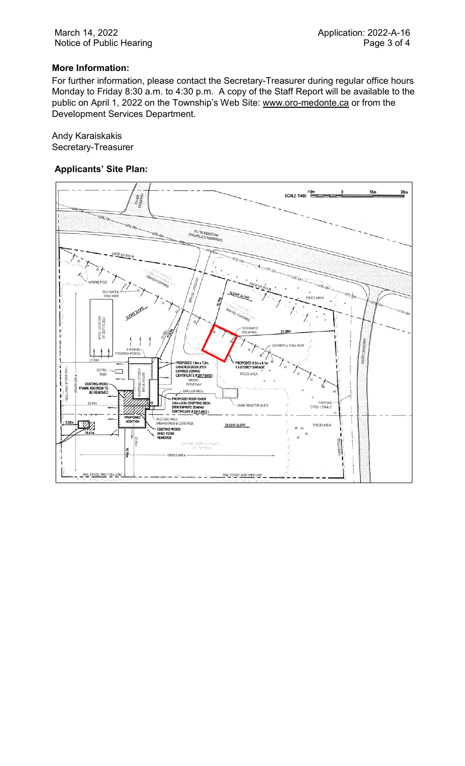## More Information:

For further information, please contact the Secretary-Treasurer during regular office hours Monday to Friday 8:30 a.m. to 4:30 p.m. A copy of the Staff Report will be available to the public on April 1, 2022 on the Township's Web Site: www.oro-medonte.ca or from the Development Services Department.

Andy Karaiskakis
Secretary-Treasurer

## Applicants' Site Plan: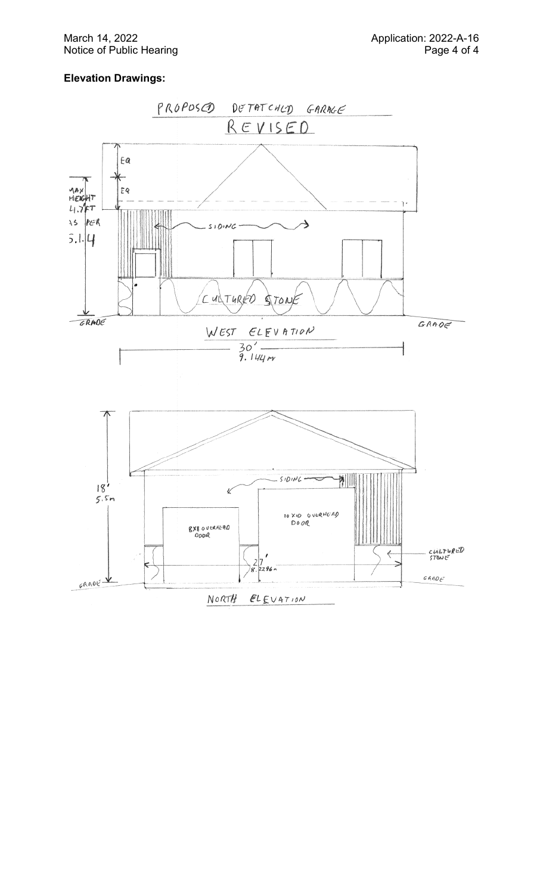**Elevation Drawings:**

PROPOSED DETATCHED GARAGE

REVISED

EQ

EQ

MAX HEIGHT 4.7FT AS PER 5.1.4

SIDING

CULTURED STONE

GRADE

GRADE

WEST ELEVATION

30'
9.144m

18'
5.5m

SIDING

10X10 OVERHEAD DOOR

8X8 OVERHEAD DOOR

27'
8.2296m

CULTURED STONE

GRADE

GRADE

NORTH ELEVATION